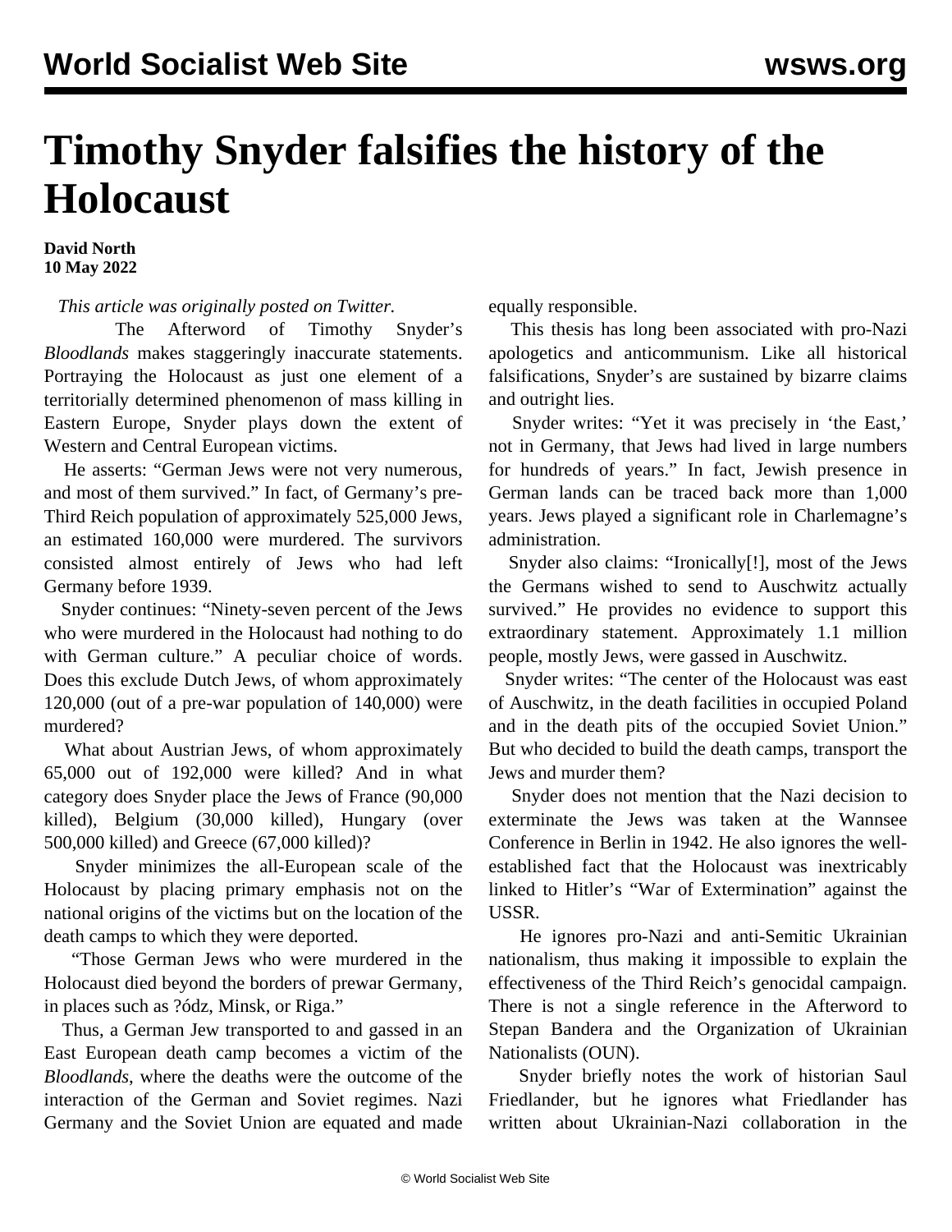# Timothy Snyder falsifies the history of the Holocaust

**David North**
**10 May 2022**

*This article was originally posted on Twitter.*

The Afterword of Timothy Snyder's *Bloodlands* makes staggeringly inaccurate statements. Portraying the Holocaust as just one element of a territorially determined phenomenon of mass killing in Eastern Europe, Snyder plays down the extent of Western and Central European victims.

He asserts: "German Jews were not very numerous, and most of them survived." In fact, of Germany's pre-Third Reich population of approximately 525,000 Jews, an estimated 160,000 were murdered. The survivors consisted almost entirely of Jews who had left Germany before 1939.

Snyder continues: "Ninety-seven percent of the Jews who were murdered in the Holocaust had nothing to do with German culture." A peculiar choice of words. Does this exclude Dutch Jews, of whom approximately 120,000 (out of a pre-war population of 140,000) were murdered?

What about Austrian Jews, of whom approximately 65,000 out of 192,000 were killed? And in what category does Snyder place the Jews of France (90,000 killed), Belgium (30,000 killed), Hungary (over 500,000 killed) and Greece (67,000 killed)?

Snyder minimizes the all-European scale of the Holocaust by placing primary emphasis not on the national origins of the victims but on the location of the death camps to which they were deported.

"Those German Jews who were murdered in the Holocaust died beyond the borders of prewar Germany, in places such as ?ódz, Minsk, or Riga."

Thus, a German Jew transported to and gassed in an East European death camp becomes a victim of the *Bloodlands*, where the deaths were the outcome of the interaction of the German and Soviet regimes. Nazi Germany and the Soviet Union are equated and made equally responsible.

This thesis has long been associated with pro-Nazi apologetics and anticommunism. Like all historical falsifications, Snyder's are sustained by bizarre claims and outright lies.

Snyder writes: "Yet it was precisely in 'the East,' not in Germany, that Jews had lived in large numbers for hundreds of years." In fact, Jewish presence in German lands can be traced back more than 1,000 years. Jews played a significant role in Charlemagne's administration.

Snyder also claims: "Ironically[!], most of the Jews the Germans wished to send to Auschwitz actually survived." He provides no evidence to support this extraordinary statement. Approximately 1.1 million people, mostly Jews, were gassed in Auschwitz.

Snyder writes: "The center of the Holocaust was east of Auschwitz, in the death facilities in occupied Poland and in the death pits of the occupied Soviet Union." But who decided to build the death camps, transport the Jews and murder them?

Snyder does not mention that the Nazi decision to exterminate the Jews was taken at the Wannsee Conference in Berlin in 1942. He also ignores the well-established fact that the Holocaust was inextricably linked to Hitler's "War of Extermination" against the USSR.

He ignores pro-Nazi and anti-Semitic Ukrainian nationalism, thus making it impossible to explain the effectiveness of the Third Reich's genocidal campaign. There is not a single reference in the Afterword to Stepan Bandera and the Organization of Ukrainian Nationalists (OUN).

Snyder briefly notes the work of historian Saul Friedlander, but he ignores what Friedlander has written about Ukrainian-Nazi collaboration in the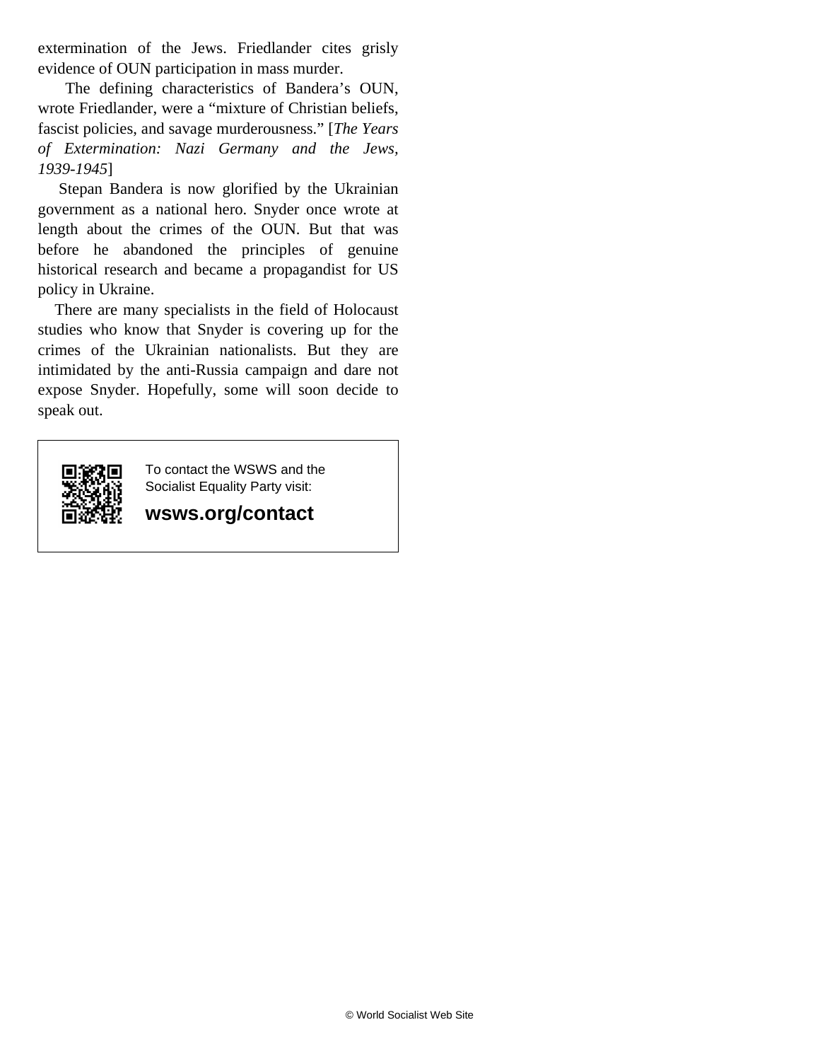extermination of the Jews. Friedlander cites grisly evidence of OUN participation in mass murder.

The defining characteristics of Bandera's OUN, wrote Friedlander, were a "mixture of Christian beliefs, fascist policies, and savage murderousness." [*The Years of Extermination: Nazi Germany and the Jews, 1939-1945*]

Stepan Bandera is now glorified by the Ukrainian government as a national hero. Snyder once wrote at length about the crimes of the OUN. But that was before he abandoned the principles of genuine historical research and became a propagandist for US policy in Ukraine.

There are many specialists in the field of Holocaust studies who know that Snyder is covering up for the crimes of the Ukrainian nationalists. But they are intimidated by the anti-Russia campaign and dare not expose Snyder. Hopefully, some will soon decide to speak out.

To contact the WSWS and the Socialist Equality Party visit:

**wsws.org/contact**